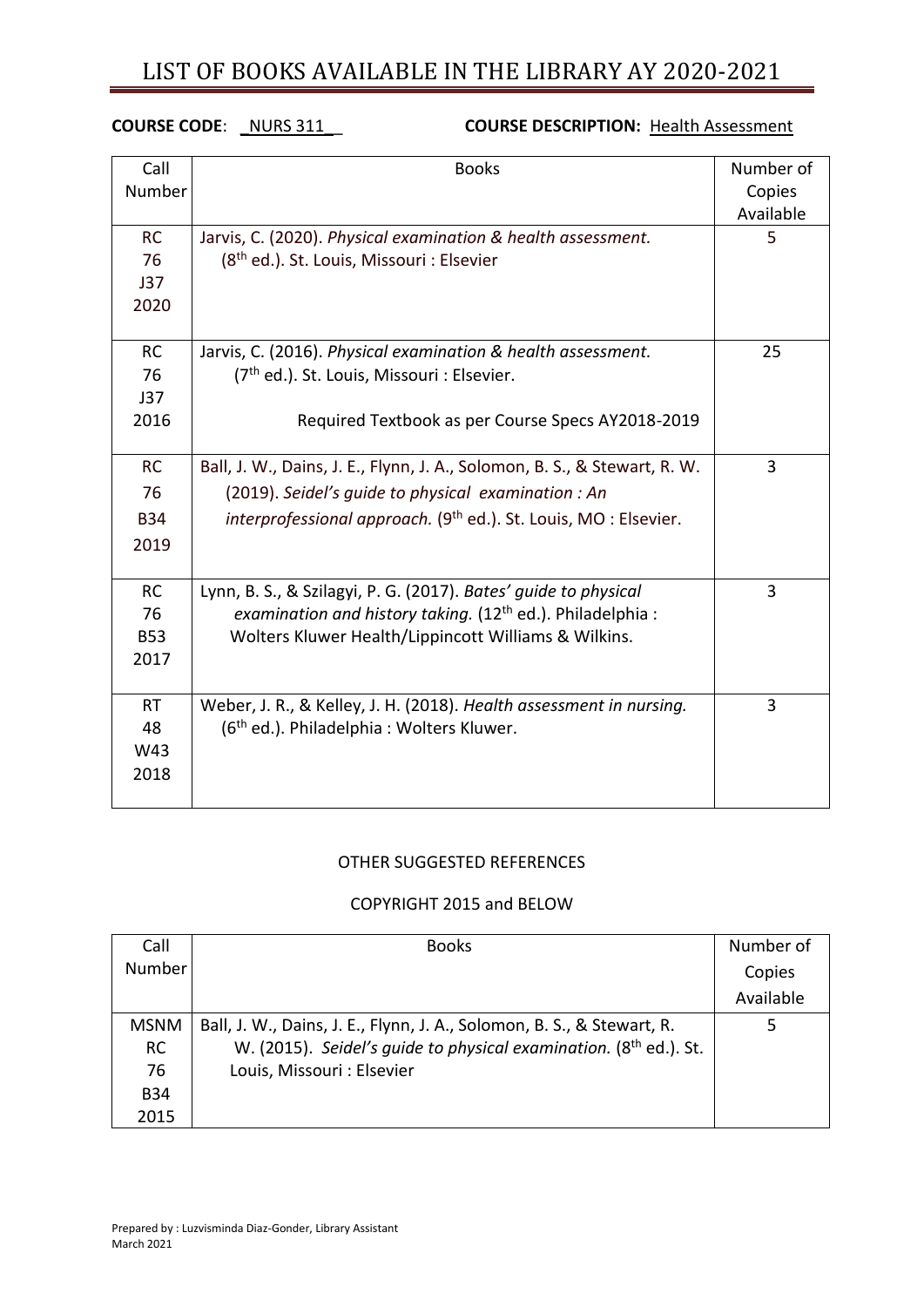# LIST OF BOOKS AVAILABLE IN THE LIBRARY AY 2020-2021

**COURSE CODE**: _NURS 311_ **COURSE DESCRIPTION:** Health Assessment

| Call Number | Books | Number of Copies Available |
|---|---|---|
| RC 76 J37 2020 | Jarvis, C. (2020). *Physical examination & health assessment.* (8th ed.). St. Louis, Missouri : Elsevier | 5 |
| RC 76 J37 2016 | Jarvis, C. (2016). *Physical examination & health assessment.* (7th ed.). St. Louis, Missouri : Elsevier. Required Textbook as per Course Specs AY2018-2019 | 25 |
| RC 76 B34 2019 | Ball, J. W., Dains, J. E., Flynn, J. A., Solomon, B. S., & Stewart, R. W. (2019). *Seidel's guide to physical examination : An interprofessional approach.* (9th ed.). St. Louis, MO : Elsevier. | 3 |
| RC 76 B53 2017 | Lynn, B. S., & Szilagyi, P. G. (2017). *Bates' guide to physical examination and history taking.* (12th ed.). Philadelphia : Wolters Kluwer Health/Lippincott Williams & Wilkins. | 3 |
| RT 48 W43 2018 | Weber, J. R., & Kelley, J. H. (2018). *Health assessment in nursing.* (6th ed.). Philadelphia : Wolters Kluwer. | 3 |

OTHER SUGGESTED REFERENCES

COPYRIGHT 2015 and BELOW

| Call Number | Books | Number of Copies Available |
|---|---|---|
| MSNM RC 76 B34 2015 | Ball, J. W., Dains, J. E., Flynn, J. A., Solomon, B. S., & Stewart, R. W. (2015). *Seidel's guide to physical examination.* (8th ed.). St. Louis, Missouri : Elsevier | 5 |

Prepared by : Luzvisminda Diaz-Gonder, Library Assistant
March 2021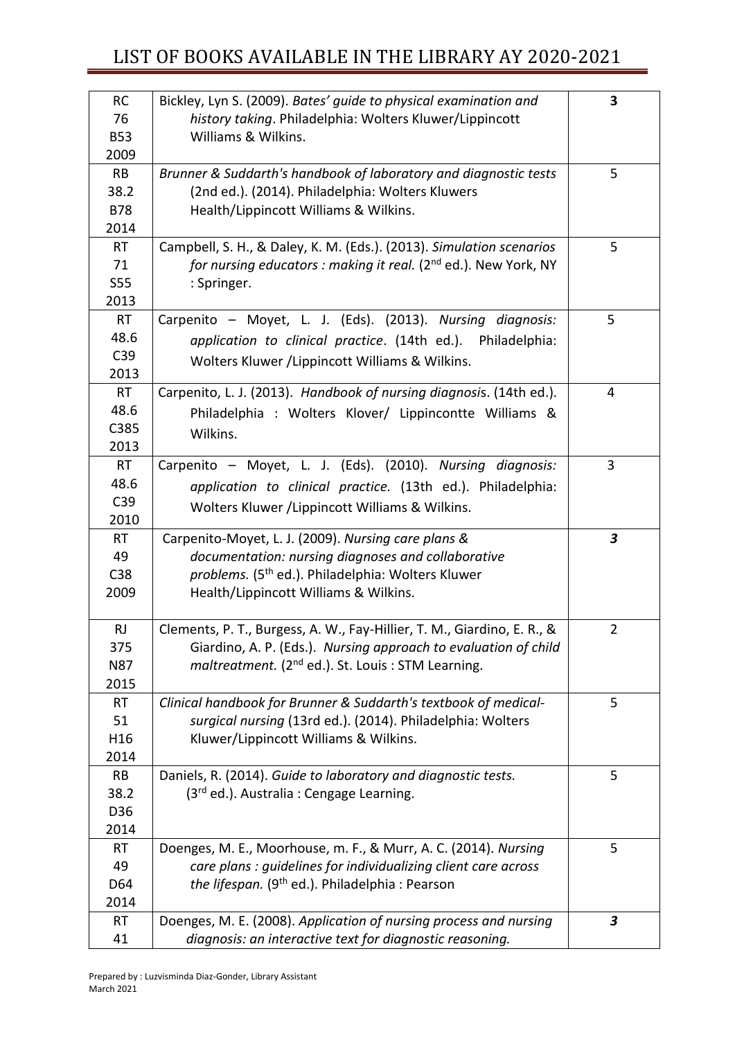# LIST OF BOOKS AVAILABLE IN THE LIBRARY AY 2020-2021

| | | |
|---|---|---|
| RC 76 B53 2009 | Bickley, Lyn S. (2009). *Bates' guide to physical examination and history taking*. Philadelphia: Wolters Kluwer/Lippincott Williams & Wilkins. | **3** |
| RB 38.2 B78 2014 | *Brunner & Suddarth's handbook of laboratory and diagnostic tests* (2nd ed.). (2014). Philadelphia: Wolters Kluwers Health/Lippincott Williams & Wilkins. | 5 |
| RT 71 S55 2013 | Campbell, S. H., & Daley, K. M. (Eds.). (2013). *Simulation scenarios for nursing educators : making it real.* (2nd ed.). New York, NY : Springer. | 5 |
| RT 48.6 C39 2013 | Carpenito – Moyet, L. J. (Eds). (2013). *Nursing diagnosis: application to clinical practice*. (14th ed.). Philadelphia: Wolters Kluwer /Lippincott Williams & Wilkins. | 5 |
| RT 48.6 C385 2013 | Carpenito, L. J. (2013). *Handbook of nursing diagnosis*. (14th ed.). Philadelphia : Wolters Klover/ Lippincontte Williams & Wilkins. | 4 |
| RT 48.6 C39 2010 | Carpenito – Moyet, L. J. (Eds). (2010). *Nursing diagnosis: application to clinical practice.* (13th ed.). Philadelphia: Wolters Kluwer /Lippincott Williams & Wilkins. | 3 |
| RT 49 C38 2009 | Carpenito-Moyet, L. J. (2009). *Nursing care plans & documentation: nursing diagnoses and collaborative problems.* (5th ed.). Philadelphia: Wolters Kluwer Health/Lippincott Williams & Wilkins. | ***3*** |
| RJ 375 N87 2015 | Clements, P. T., Burgess, A. W., Fay-Hillier, T. M., Giardino, E. R., & Giardino, A. P. (Eds.). *Nursing approach to evaluation of child maltreatment.* (2nd ed.). St. Louis : STM Learning. | 2 |
| RT 51 H16 2014 | *Clinical handbook for Brunner & Suddarth's textbook of medical-surgical nursing* (13rd ed.). (2014). Philadelphia: Wolters Kluwer/Lippincott Williams & Wilkins. | 5 |
| RB 38.2 D36 2014 | Daniels, R. (2014). *Guide to laboratory and diagnostic tests.* (3rd ed.). Australia : Cengage Learning. | 5 |
| RT 49 D64 2014 | Doenges, M. E., Moorhouse, m. F., & Murr, A. C. (2014). *Nursing care plans : guidelines for individualizing client care across the lifespan.* (9th ed.). Philadelphia : Pearson | 5 |
| RT 41 | Doenges, M. E. (2008). *Application of nursing process and nursing diagnosis: an interactive text for diagnostic reasoning.* | ***3*** |

Prepared by : Luzvisminda Diaz-Gonder, Library Assistant
March 2021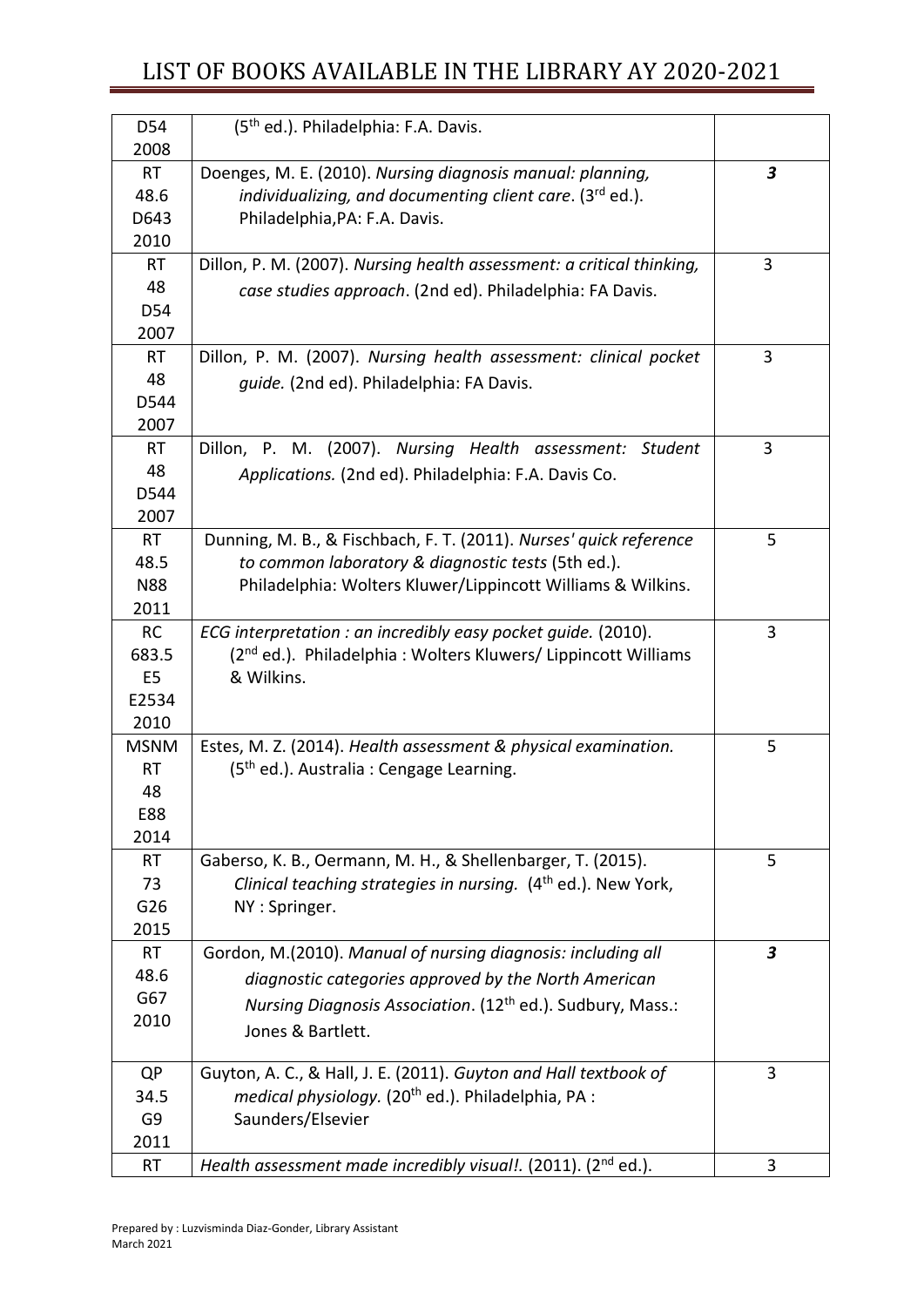| | | |
|---|---|---|
| D54 2008 | (5th ed.). Philadelphia: F.A. Davis. | |
| RT 48.6 D643 2010 | Doenges, M. E. (2010). *Nursing diagnosis manual: planning, individualizing, and documenting client care*. (3rd ed.). Philadelphia,PA: F.A. Davis. | ***3*** |
| RT 48 D54 2007 | Dillon, P. M. (2007). *Nursing health assessment: a critical thinking, case studies approach*. (2nd ed). Philadelphia: FA Davis. | 3 |
| RT 48 D544 2007 | Dillon, P. M. (2007). *Nursing health assessment: clinical pocket guide.* (2nd ed). Philadelphia: FA Davis. | 3 |
| RT 48 D544 2007 | Dillon, P. M. (2007). *Nursing Health assessment: Student Applications.* (2nd ed). Philadelphia: F.A. Davis Co. | 3 |
| RT 48.5 N88 2011 | Dunning, M. B., & Fischbach, F. T. (2011). *Nurses' quick reference to common laboratory & diagnostic tests* (5th ed.). Philadelphia: Wolters Kluwer/Lippincott Williams & Wilkins. | 5 |
| RC 683.5 E5 E2534 2010 | *ECG interpretation : an incredibly easy pocket guide.* (2010). (2nd ed.). Philadelphia : Wolters Kluwers/ Lippincott Williams & Wilkins. | 3 |
| MSNM RT 48 E88 2014 | Estes, M. Z. (2014). *Health assessment & physical examination.* (5th ed.). Australia : Cengage Learning. | 5 |
| RT 73 G26 2015 | Gaberso, K. B., Oermann, M. H., & Shellenbarger, T. (2015). *Clinical teaching strategies in nursing.* (4th ed.). New York, NY : Springer. | 5 |
| RT 48.6 G67 2010 | Gordon, M.(2010). *Manual of nursing diagnosis: including all diagnostic categories approved by the North American Nursing Diagnosis Association*. (12th ed.). Sudbury, Mass.: Jones & Bartlett. | ***3*** |
| QP 34.5 G9 2011 | Guyton, A. C., & Hall, J. E. (2011). *Guyton and Hall textbook of medical physiology.* (20th ed.). Philadelphia, PA : Saunders/Elsevier | 3 |
| RT | *Health assessment made incredibly visual!.* (2011). (2nd ed.). | 3 |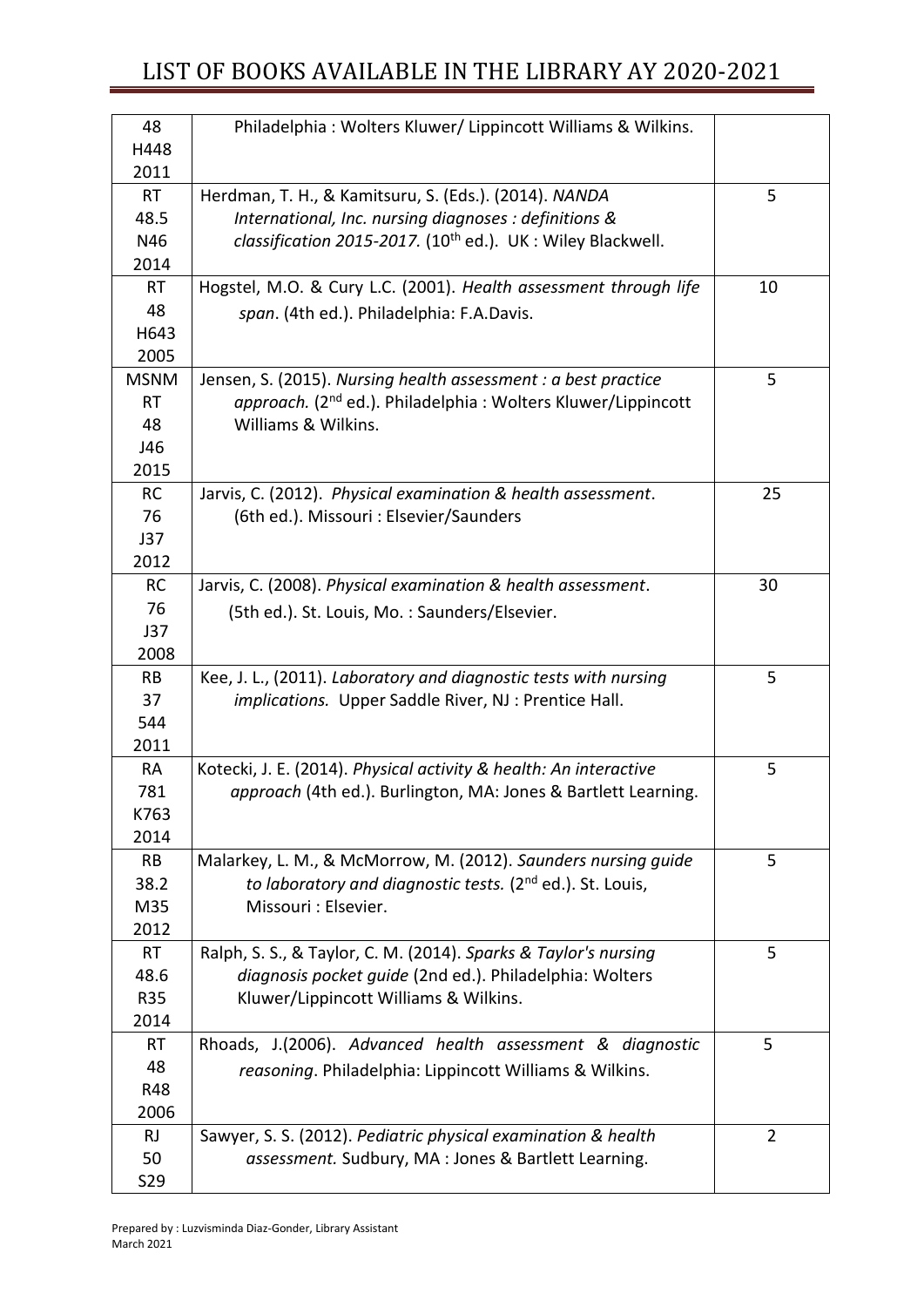# LIST OF BOOKS AVAILABLE IN THE LIBRARY AY 2020-2021

| | | |
|---|---|---|
| 48<br>H448<br>2011 | Philadelphia : Wolters Kluwer/ Lippincott Williams & Wilkins. | |
| RT<br>48.5<br>N46<br>2014 | Herdman, T. H., & Kamitsuru, S. (Eds.). (2014). *NANDA International, Inc. nursing diagnoses : definitions & classification 2015-2017.* (10th ed.). UK : Wiley Blackwell. | 5 |
| RT<br>48<br>H643<br>2005 | Hogstel, M.O. & Cury L.C. (2001). *Health assessment through life span*. (4th ed.). Philadelphia: F.A.Davis. | 10 |
| MSNM<br>RT<br>48<br>J46<br>2015 | Jensen, S. (2015). *Nursing health assessment : a best practice approach.* (2nd ed.). Philadelphia : Wolters Kluwer/Lippincott Williams & Wilkins. | 5 |
| RC<br>76<br>J37<br>2012 | Jarvis, C. (2012). *Physical examination & health assessment*. (6th ed.). Missouri : Elsevier/Saunders | 25 |
| RC<br>76<br>J37<br>2008 | Jarvis, C. (2008). *Physical examination & health assessment*. (5th ed.). St. Louis, Mo. : Saunders/Elsevier. | 30 |
| RB<br>37<br>544<br>2011 | Kee, J. L., (2011). *Laboratory and diagnostic tests with nursing implications.* Upper Saddle River, NJ : Prentice Hall. | 5 |
| RA<br>781<br>K763<br>2014 | Kotecki, J. E. (2014). *Physical activity & health: An interactive approach* (4th ed.). Burlington, MA: Jones & Bartlett Learning. | 5 |
| RB<br>38.2<br>M35<br>2012 | Malarkey, L. M., & McMorrow, M. (2012). *Saunders nursing guide to laboratory and diagnostic tests.* (2nd ed.). St. Louis, Missouri : Elsevier. | 5 |
| RT<br>48.6<br>R35<br>2014 | Ralph, S. S., & Taylor, C. M. (2014). *Sparks & Taylor's nursing diagnosis pocket guide* (2nd ed.). Philadelphia: Wolters Kluwer/Lippincott Williams & Wilkins. | 5 |
| RT<br>48<br>R48<br>2006 | Rhoads, J.(2006). *Advanced health assessment & diagnostic reasoning*. Philadelphia: Lippincott Williams & Wilkins. | 5 |
| RJ<br>50<br>S29 | Sawyer, S. S. (2012). *Pediatric physical examination & health assessment.* Sudbury, MA : Jones & Bartlett Learning. | 2 |

Prepared by : Luzvisminda Diaz-Gonder, Library Assistant
March 2021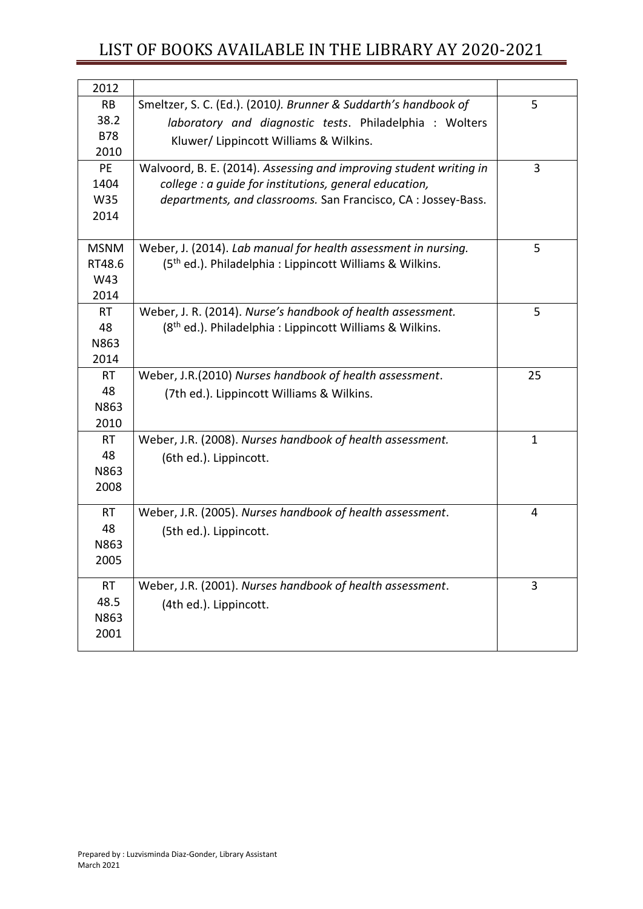| | | |
|---|---|---|
| 2012 | | |
| RB 38.2 B78 2010 | Smeltzer, S. C. (Ed.). (2010*). Brunner & Suddarth's handbook of laboratory and diagnostic tests*. Philadelphia : Wolters Kluwer/ Lippincott Williams & Wilkins. | 5 |
| PE 1404 W35 2014 | Walvoord, B. E. (2014). *Assessing and improving student writing in college : a guide for institutions, general education, departments, and classrooms.* San Francisco, CA : Jossey-Bass. | 3 |
| MSNM RT48.6 W43 2014 | Weber, J. (2014). *Lab manual for health assessment in nursing.* (5th ed.). Philadelphia : Lippincott Williams & Wilkins. | 5 |
| RT 48 N863 2014 | Weber, J. R. (2014). *Nurse's handbook of health assessment.* (8th ed.). Philadelphia : Lippincott Williams & Wilkins. | 5 |
| RT 48 N863 2010 | Weber, J.R.(2010) *Nurses handbook of health assessment*. (7th ed.). Lippincott Williams & Wilkins. | 25 |
| RT 48 N863 2008 | Weber, J.R. (2008). *Nurses handbook of health assessment.* (6th ed.). Lippincott. | 1 |
| RT 48 N863 2005 | Weber, J.R. (2005). *Nurses handbook of health assessment*. (5th ed.). Lippincott. | 4 |
| RT 48.5 N863 2001 | Weber, J.R. (2001). *Nurses handbook of health assessment*. (4th ed.). Lippincott. | 3 |

Prepared by : Luzvisminda Diaz-Gonder, Library Assistant
March 2021